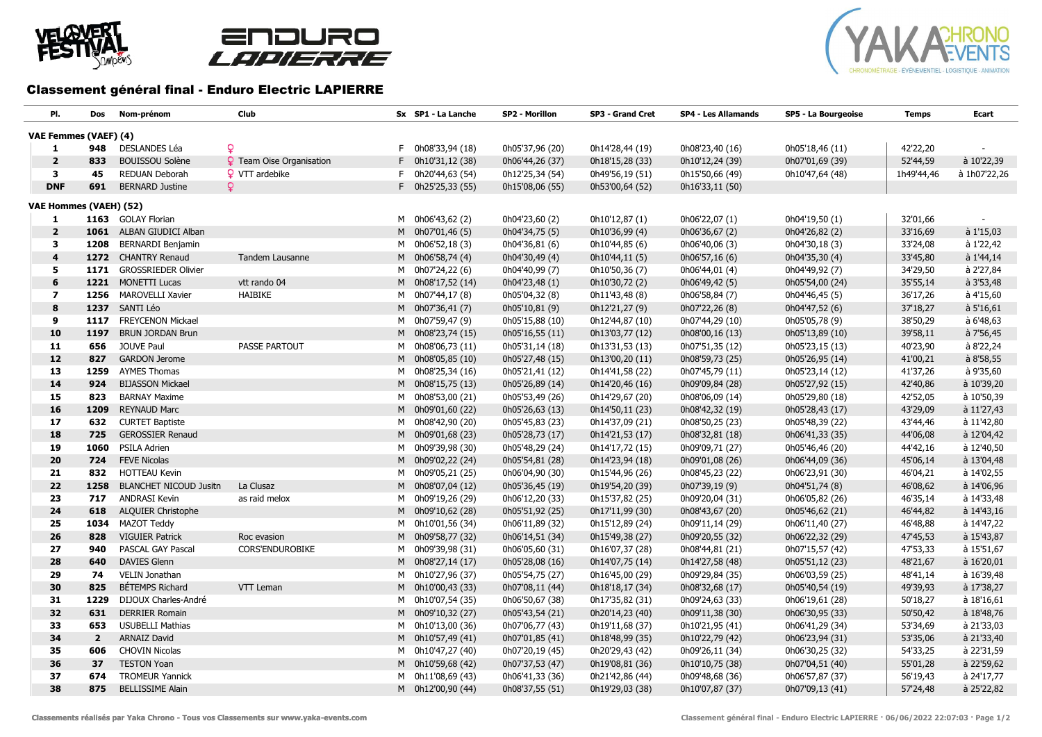# Classement général final - Enduro Electric LAPIERRE

| Pl. | Dos | Nom-prénom | Club | Sx | SP1 - La Lanche | SP2 - Morillon | SP3 - Grand Cret | SP4 - Les Allamands | SP5 - La Bourgeoise | Temps | Ecart |
|---|---|---|---|---|---|---|---|---|---|---|---|
| **VAE Femmes (VAEF) (4)** | | | | | | | | | | | |
| **1** | **948** | DESLANDES Léa | ♀ | F | 0h08'33,94 (18) | 0h05'37,96 (20) | 0h14'28,44 (19) | 0h08'23,40 (16) | 0h05'18,46 (11) | 42'22,20 | - |
| **2** | **833** | BOUISSOU Solène | ♀ Team Oise Organisation | F | 0h10'31,12 (38) | 0h06'44,26 (37) | 0h18'15,28 (33) | 0h10'12,24 (39) | 0h07'01,69 (39) | 52'44,59 | à 10'22,39 |
| **3** | **45** | REDUAN Deborah | ♀ VTT ardebike | F | 0h20'44,63 (54) | 0h12'25,34 (54) | 0h49'56,19 (51) | 0h15'50,66 (49) | 0h10'47,64 (48) | 1h49'44,46 | à 1h07'22,26 |
| **DNF** | **691** | BERNARD Justine | ♀ | F | 0h25'25,33 (55) | 0h15'08,06 (55) | 0h53'00,64 (52) | 0h16'33,11 (50) | | | |
| **VAE Hommes (VAEH) (52)** | | | | | | | | | | | |
| **1** | **1163** | GOLAY Florian | | M | 0h06'43,62 (2) | 0h04'23,60 (2) | 0h10'12,87 (1) | 0h06'22,07 (1) | 0h04'19,50 (1) | 32'01,66 | - |
| **2** | **1061** | ALBAN GIUDICI Alban | | M | 0h07'01,46 (5) | 0h04'34,75 (5) | 0h10'36,99 (4) | 0h06'36,67 (2) | 0h04'26,82 (2) | 33'16,69 | à 1'15,03 |
| **3** | **1208** | BERNARDI Benjamin | | M | 0h06'52,18 (3) | 0h04'36,81 (6) | 0h10'44,85 (6) | 0h06'40,06 (3) | 0h04'30,18 (3) | 33'24,08 | à 1'22,42 |
| **4** | **1272** | CHANTRY Renaud | Tandem Lausanne | M | 0h06'58,74 (4) | 0h04'30,49 (4) | 0h10'44,11 (5) | 0h06'57,16 (6) | 0h04'35,30 (4) | 33'45,80 | à 1'44,14 |
| **5** | **1171** | GROSSRIEDER Olivier | | M | 0h07'24,22 (6) | 0h04'40,99 (7) | 0h10'50,36 (7) | 0h06'44,01 (4) | 0h04'49,92 (7) | 34'29,50 | à 2'27,84 |
| **6** | **1221** | MONETTI Lucas | vtt rando 04 | M | 0h08'17,52 (14) | 0h04'23,48 (1) | 0h10'30,72 (2) | 0h06'49,42 (5) | 0h05'54,00 (24) | 35'55,14 | à 3'53,48 |
| **7** | **1256** | MAROVELLI Xavier | HAIBIKE | M | 0h07'44,17 (8) | 0h05'04,32 (8) | 0h11'43,48 (8) | 0h06'58,84 (7) | 0h04'46,45 (5) | 36'17,26 | à 4'15,60 |
| **8** | **1237** | SANTI Léo | | M | 0h07'36,41 (7) | 0h05'10,81 (9) | 0h12'21,27 (9) | 0h07'22,26 (8) | 0h04'47,52 (6) | 37'18,27 | à 5'16,61 |
| **9** | **1117** | FREYCENON Mickael | | M | 0h07'59,47 (9) | 0h05'15,88 (10) | 0h12'44,87 (10) | 0h07'44,29 (10) | 0h05'05,78 (9) | 38'50,29 | à 6'48,63 |
| **10** | **1197** | BRUN JORDAN Brun | | M | 0h08'23,74 (15) | 0h05'16,55 (11) | 0h13'03,77 (12) | 0h08'00,16 (13) | 0h05'13,89 (10) | 39'58,11 | à 7'56,45 |
| **11** | **656** | JOUVE Paul | PASSE PARTOUT | M | 0h08'06,73 (11) | 0h05'31,14 (18) | 0h13'31,53 (13) | 0h07'51,35 (12) | 0h05'23,15 (13) | 40'23,90 | à 8'22,24 |
| **12** | **827** | GARDON Jerome | | M | 0h08'05,85 (10) | 0h05'27,48 (15) | 0h13'00,20 (11) | 0h08'59,73 (25) | 0h05'26,95 (14) | 41'00,21 | à 8'58,55 |
| **13** | **1259** | AYMES Thomas | | M | 0h08'25,34 (16) | 0h05'21,41 (12) | 0h14'41,58 (22) | 0h07'45,79 (11) | 0h05'23,14 (12) | 41'37,26 | à 9'35,60 |
| **14** | **924** | BIJASSON Mickael | | M | 0h08'15,75 (13) | 0h05'26,89 (14) | 0h14'20,46 (16) | 0h09'09,84 (28) | 0h05'27,92 (15) | 42'40,86 | à 10'39,20 |
| **15** | **823** | BARNAY Maxime | | M | 0h08'53,00 (21) | 0h05'53,49 (26) | 0h14'29,67 (20) | 0h08'06,09 (14) | 0h05'29,80 (16) | 42'52,05 | à 10'50,39 |
| **16** | **1209** | REYNAUD Marc | | M | 0h09'01,60 (22) | 0h05'26,63 (13) | 0h14'50,11 (23) | 0h08'42,32 (19) | 0h05'28,43 (17) | 43'29,09 | à 11'27,43 |
| **17** | **632** | CURTET Baptiste | | M | 0h08'42,90 (20) | 0h05'45,83 (23) | 0h14'37,09 (21) | 0h08'50,25 (23) | 0h05'48,39 (22) | 43'44,46 | à 11'42,80 |
| **18** | **725** | GEROSSIER Renaud | | M | 0h09'01,68 (23) | 0h05'28,73 (17) | 0h14'21,53 (17) | 0h08'32,81 (18) | 0h06'41,33 (35) | 44'06,08 | à 12'04,42 |
| **19** | **1060** | PSILA Adrien | | M | 0h09'39,98 (30) | 0h05'48,29 (24) | 0h14'17,72 (15) | 0h09'09,71 (27) | 0h05'46,46 (20) | 44'42,16 | à 12'40,50 |
| **20** | **724** | FEVE Nicolas | | M | 0h09'02,22 (24) | 0h05'54,81 (28) | 0h14'23,94 (18) | 0h09'01,08 (26) | 0h06'44,09 (36) | 45'06,14 | à 13'04,48 |
| **21** | **832** | HOTTEAU Kevin | | M | 0h09'05,21 (25) | 0h06'04,90 (30) | 0h15'44,96 (26) | 0h08'45,23 (22) | 0h06'23,91 (30) | 46'04,21 | à 14'02,55 |
| **22** | **1258** | BLANCHET NICOUD Jusitn | La Clusaz | M | 0h08'07,04 (12) | 0h05'36,45 (19) | 0h19'54,20 (39) | 0h07'39,19 (9) | 0h04'51,74 (8) | 46'08,62 | à 14'06,96 |
| **23** | **717** | ANDRASI Kevin | as raid melox | M | 0h09'19,26 (29) | 0h06'12,20 (33) | 0h15'37,82 (25) | 0h09'20,04 (31) | 0h06'05,82 (26) | 46'35,14 | à 14'33,48 |
| **24** | **618** | ALQUIER Christophe | | M | 0h09'10,62 (28) | 0h05'51,92 (25) | 0h17'11,99 (30) | 0h08'43,67 (20) | 0h05'46,62 (21) | 46'44,82 | à 14'43,16 |
| **25** | **1034** | MAZOT Teddy | | M | 0h10'01,56 (34) | 0h06'11,89 (32) | 0h15'12,89 (24) | 0h09'11,14 (29) | 0h06'11,40 (27) | 46'48,88 | à 14'47,22 |
| **26** | **828** | VIGUIER Patrick | Roc evasion | M | 0h09'58,77 (32) | 0h06'14,51 (34) | 0h15'49,38 (27) | 0h09'20,55 (32) | 0h06'22,32 (29) | 47'45,53 | à 15'43,87 |
| **27** | **940** | PASCAL GAY Pascal | CORS'ENDUROBIKE | M | 0h09'39,98 (31) | 0h06'05,60 (31) | 0h16'07,37 (28) | 0h08'44,81 (21) | 0h07'15,57 (42) | 47'53,33 | à 15'51,67 |
| **28** | **640** | DAVIES Glenn | | M | 0h08'27,14 (17) | 0h05'28,08 (16) | 0h14'07,75 (14) | 0h14'27,58 (48) | 0h05'51,12 (23) | 48'21,67 | à 16'20,01 |
| **29** | **74** | VELIN Jonathan | | M | 0h10'27,96 (37) | 0h05'54,75 (27) | 0h16'45,00 (29) | 0h09'29,84 (35) | 0h06'03,59 (25) | 48'41,14 | à 16'39,48 |
| **30** | **825** | BÉTEMPS Richard | VTT Leman | M | 0h10'00,43 (33) | 0h07'08,11 (44) | 0h18'18,17 (34) | 0h08'32,68 (17) | 0h05'40,54 (19) | 49'39,93 | à 17'38,27 |
| **31** | **1229** | DIJOUX Charles-André | | M | 0h10'07,54 (35) | 0h06'50,67 (38) | 0h17'35,82 (31) | 0h09'24,63 (33) | 0h06'19,61 (28) | 50'18,27 | à 18'16,61 |
| **32** | **631** | DERRIER Romain | | M | 0h09'10,32 (27) | 0h05'43,54 (21) | 0h20'14,23 (40) | 0h09'11,38 (30) | 0h06'30,95 (33) | 50'50,42 | à 18'48,76 |
| **33** | **653** | USUBELLI Mathias | | M | 0h10'13,00 (36) | 0h07'06,77 (43) | 0h19'11,68 (37) | 0h10'21,95 (41) | 0h06'41,29 (34) | 53'34,69 | à 21'33,03 |
| **34** | **2** | ARNAIZ David | | M | 0h10'57,49 (41) | 0h07'01,85 (41) | 0h18'48,99 (35) | 0h10'22,79 (42) | 0h06'23,94 (31) | 53'35,06 | à 21'33,40 |
| **35** | **606** | CHOVIN Nicolas | | M | 0h10'47,27 (40) | 0h07'20,19 (45) | 0h20'29,43 (42) | 0h09'26,11 (34) | 0h06'30,25 (32) | 54'33,25 | à 22'31,59 |
| **36** | **37** | TESTON Yoan | | M | 0h10'59,68 (42) | 0h07'37,53 (47) | 0h19'08,81 (36) | 0h10'10,75 (38) | 0h07'04,51 (40) | 55'01,28 | à 22'59,62 |
| **37** | **674** | TROMEUR Yannick | | M | 0h11'08,69 (43) | 0h06'41,33 (36) | 0h21'42,86 (44) | 0h09'48,68 (36) | 0h06'57,87 (37) | 56'19,43 | à 24'17,77 |
| **38** | **875** | BELLISSIME Alain | | M | 0h12'00,90 (44) | 0h08'37,55 (51) | 0h19'29,03 (38) | 0h10'07,87 (37) | 0h07'09,13 (41) | 57'24,48 | à 25'22,82 |

Classements réalisés par Yaka Chrono - Tous vos Classements sur www.yaka-events.com

Classement général final - Enduro Electric LAPIERRE · 06/06/2022 22:07:03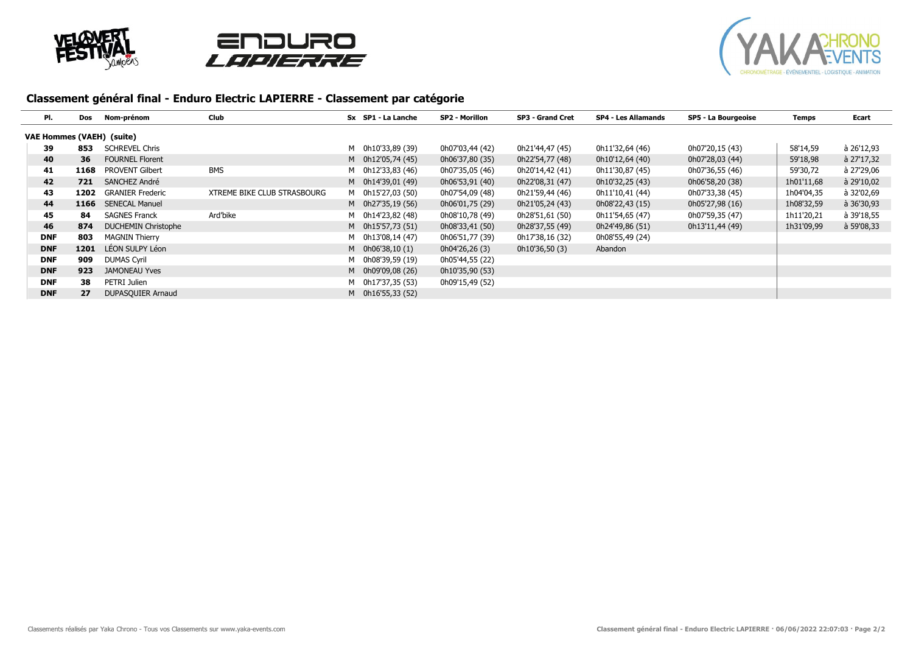## Classement général final - Enduro Electric LAPIERRE - Classement par catégorie

| Pl. | Dos | Nom-prénom | Club | Sx | SP1 - La Lanche | SP2 - Morillon | SP3 - Grand Cret | SP4 - Les Allamands | SP5 - La Bourgeoise | Temps | Ecart |
|---|---|---|---|---|---|---|---|---|---|---|---|
| **VAE Hommes (VAEH) (suite)** | | | | | | | | | | | |
| **39** | **853** | SCHREVEL Chris | | M | 0h10'33,89 (39) | 0h07'03,44 (42) | 0h21'44,47 (45) | 0h11'32,64 (46) | 0h07'20,15 (43) | 58'14,59 | à 26'12,93 |
| **40** | **36** | FOURNEL Florent | | M | 0h12'05,74 (45) | 0h06'37,80 (35) | 0h22'54,77 (48) | 0h10'12,64 (40) | 0h07'28,03 (44) | 59'18,98 | à 27'17,32 |
| **41** | **1168** | PROVENT Gilbert | BMS | M | 0h12'33,83 (46) | 0h07'35,05 (46) | 0h20'14,42 (41) | 0h11'30,87 (45) | 0h07'36,55 (46) | 59'30,72 | à 27'29,06 |
| **42** | **721** | SANCHEZ André | | M | 0h14'39,01 (49) | 0h06'53,91 (40) | 0h22'08,31 (47) | 0h10'32,25 (43) | 0h06'58,20 (38) | 1h01'11,68 | à 29'10,02 |
| **43** | **1202** | GRANIER Frederic | XTREME BIKE CLUB STRASBOURG | M | 0h15'27,03 (50) | 0h07'54,09 (48) | 0h21'59,44 (46) | 0h11'10,41 (44) | 0h07'33,38 (45) | 1h04'04,35 | à 32'02,69 |
| **44** | **1166** | SENECAL Manuel | | M | 0h27'35,19 (56) | 0h06'01,75 (29) | 0h21'05,24 (43) | 0h08'22,43 (15) | 0h05'27,98 (16) | 1h08'32,59 | à 36'30,93 |
| **45** | **84** | SAGNES Franck | Ard'bike | M | 0h14'23,82 (48) | 0h08'10,78 (49) | 0h28'51,61 (50) | 0h11'54,65 (47) | 0h07'59,35 (47) | 1h11'20,21 | à 39'18,55 |
| **46** | **874** | DUCHEMIN Christophe | | M | 0h15'57,73 (51) | 0h08'33,41 (50) | 0h28'37,55 (49) | 0h24'49,86 (51) | 0h13'11,44 (49) | 1h31'09,99 | à 59'08,33 |
| **DNF** | **803** | MAGNIN Thierry | | M | 0h13'08,14 (47) | 0h06'51,77 (39) | 0h17'38,16 (32) | 0h08'55,49 (24) | | | |
| **DNF** | **1201** | LÉON SULPY Léon | | M | 0h06'38,10 (1) | 0h04'26,26 (3) | 0h10'36,50 (3) | Abandon | | | |
| **DNF** | **909** | DUMAS Cyril | | M | 0h08'39,59 (19) | 0h05'44,55 (22) | | | | | |
| **DNF** | **923** | JAMONEAU Yves | | M | 0h09'09,08 (26) | 0h10'35,90 (53) | | | | | |
| **DNF** | **38** | PETRI Julien | | M | 0h17'37,35 (53) | 0h09'15,49 (52) | | | | | |
| **DNF** | **27** | DUPASQUIER Arnaud | | M | 0h16'55,33 (52) | | | | | | |

Classements réalisés par Yaka Chrono - Tous vos Classements sur www.yaka-events.com

Classement général final - Enduro Electric LAPIERRE · 06/06/2022 22:07:03